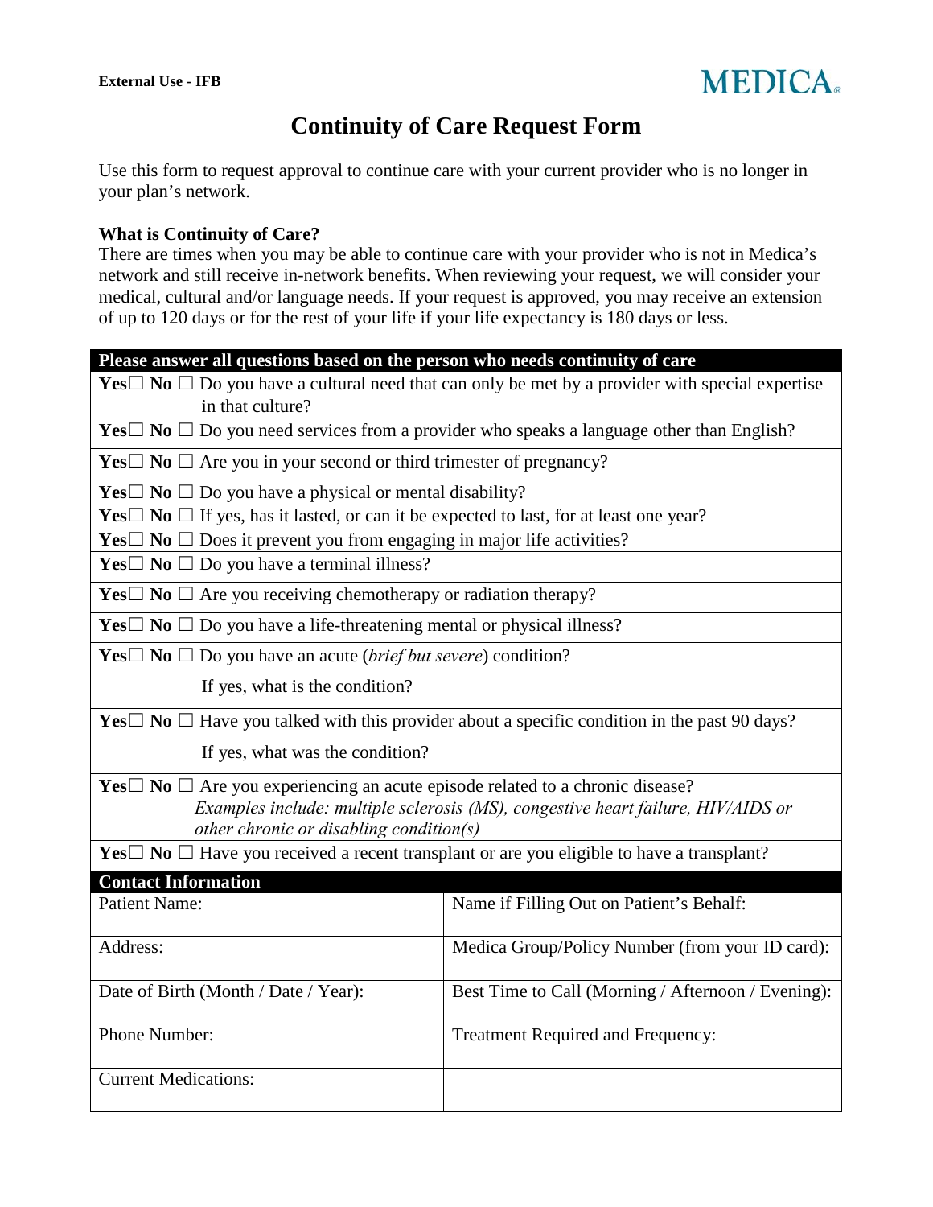**External Use - IFB**

MEDICA

# Continuity of Care Request Form

Use this form to request approval to continue care with your current provider who is no longer in your plan's network.

**What is Continuity of Care?**

There are times when you may be able to continue care with your provider who is not in Medica's network and still receive in-network benefits. When reviewing your request, we will consider your medical, cultural and/or language needs. If your request is approved, you may receive an extension of up to 120 days or for the rest of your life if your life expectancy is 180 days or less.

| Please answer all questions based on the person who needs continuity of care |
|---|
| **Yes**☐ **No** ☐ Do you have a cultural need that can only be met by a provider with special expertise in that culture? |
| **Yes**☐ **No** ☐ Do you need services from a provider who speaks a language other than English? |
| **Yes**☐ **No** ☐ Are you in your second or third trimester of pregnancy? |
| **Yes**☐ **No** ☐ Do you have a physical or mental disability?<br>**Yes**☐ **No** ☐ If yes, has it lasted, or can it be expected to last, for at least one year?<br>**Yes**☐ **No** ☐ Does it prevent you from engaging in major life activities? |
| **Yes**☐ **No** ☐ Do you have a terminal illness? |
| **Yes**☐ **No** ☐ Are you receiving chemotherapy or radiation therapy? |
| **Yes**☐ **No** ☐ Do you have a life-threatening mental or physical illness? |
| **Yes**☐ **No** ☐ Do you have an acute (*brief but severe*) condition?<br>If yes, what is the condition? |
| **Yes**☐ **No** ☐ Have you talked with this provider about a specific condition in the past 90 days?<br>If yes, what was the condition? |
| **Yes**☐ **No** ☐ Are you experiencing an acute episode related to a chronic disease?<br>*Examples include: multiple sclerosis (MS), congestive heart failure, HIV/AIDS or other chronic or disabling condition(s)* |
| **Yes**☐ **No** ☐ Have you received a recent transplant or are you eligible to have a transplant? |

| Contact Information | |
|---|---|
| Patient Name: | Name if Filling Out on Patient's Behalf: |
| Address: | Medica Group/Policy Number (from your ID card): |
| Date of Birth (Month / Date / Year): | Best Time to Call (Morning / Afternoon / Evening): |
| Phone Number: | Treatment Required and Frequency: |
| Current Medications: | |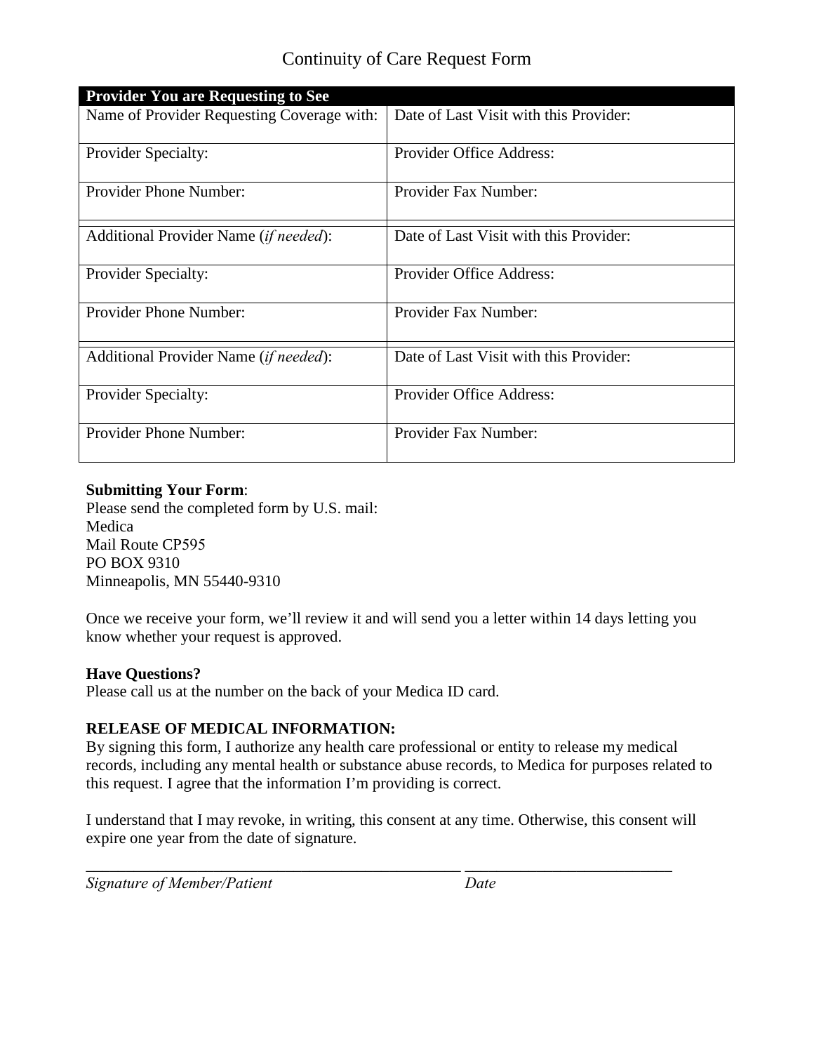# Continuity of Care Request Form

| Provider You are Requesting to See | |
|---|---|
| Name of Provider Requesting Coverage with: | Date of Last Visit with this Provider: |
| Provider Specialty: | Provider Office Address: |
| Provider Phone Number: | Provider Fax Number: |
| Additional Provider Name (*if needed*): | Date of Last Visit with this Provider: |
| Provider Specialty: | Provider Office Address: |
| Provider Phone Number: | Provider Fax Number: |
| Additional Provider Name (*if needed*): | Date of Last Visit with this Provider: |
| Provider Specialty: | Provider Office Address: |
| Provider Phone Number: | Provider Fax Number: |

**Submitting Your Form**:
Please send the completed form by U.S. mail:
Medica
Mail Route CP595
PO BOX 9310
Minneapolis, MN 55440-9310

Once we receive your form, we'll review it and will send you a letter within 14 days letting you know whether your request is approved.

**Have Questions?**
Please call us at the number on the back of your Medica ID card.

**RELEASE OF MEDICAL INFORMATION:**
By signing this form, I authorize any health care professional or entity to release my medical records, including any mental health or substance abuse records, to Medica for purposes related to this request. I agree that the information I'm providing is correct.

I understand that I may revoke, in writing, this consent at any time. Otherwise, this consent will expire one year from the date of signature.

_________________________________________________ __________________________
*Signature of Member/Patient* *Date*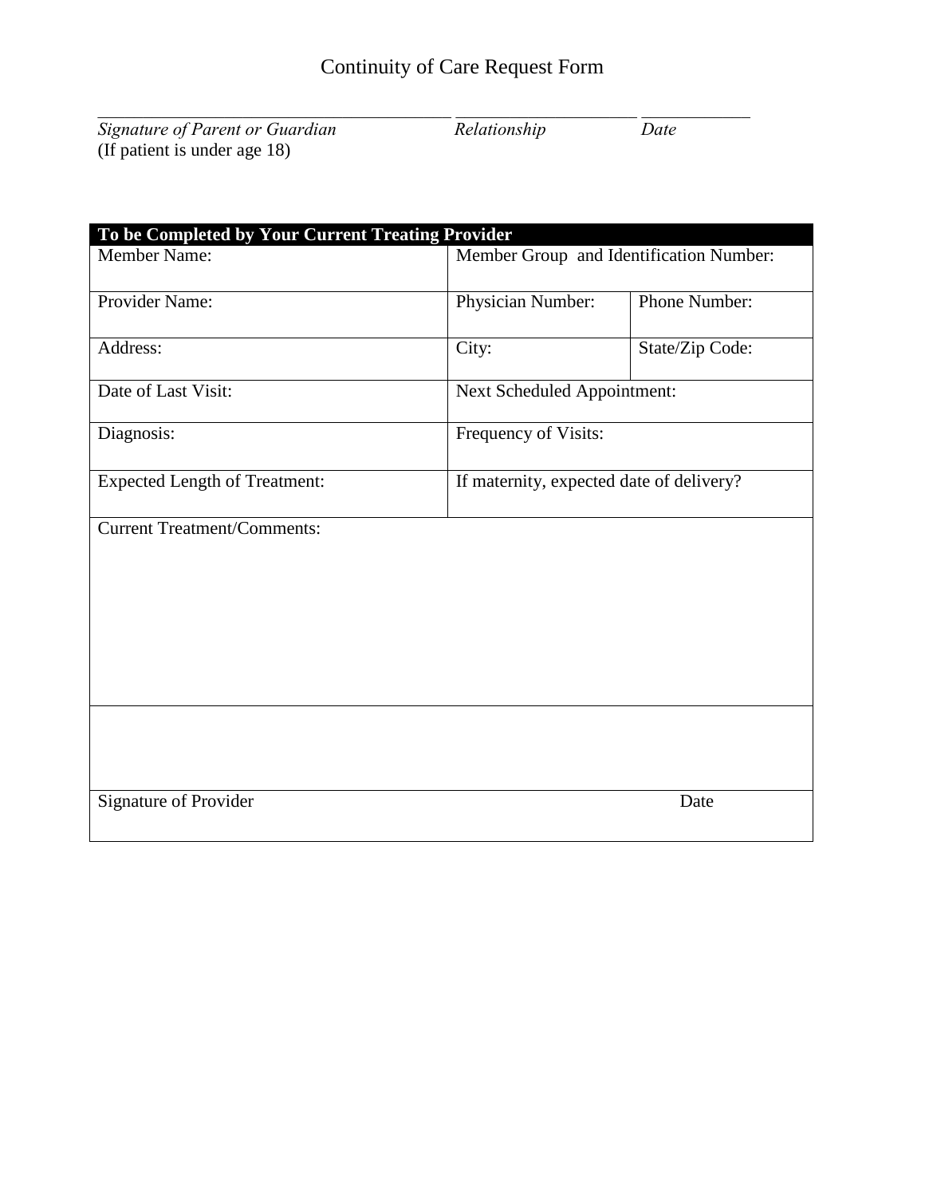# Continuity of Care Request Form

_________________________________ __________________ ____________
*Signature of Parent or Guardian* *Relationship* *Date*
(If patient is under age 18)

| **To be Completed by Your Current Treating Provider** | | |
|---|---|---|
| Member Name: | Member Group and Identification Number: | |
| Provider Name: | Physician Number: | Phone Number: |
| Address: | City: | State/Zip Code: |
| Date of Last Visit: | Next Scheduled Appointment: | |
| Diagnosis: | Frequency of Visits: | |
| Expected Length of Treatment: | If maternity, expected date of delivery? | |
| Current Treatment/Comments: | | |
| | | |
| Signature of Provider | | Date |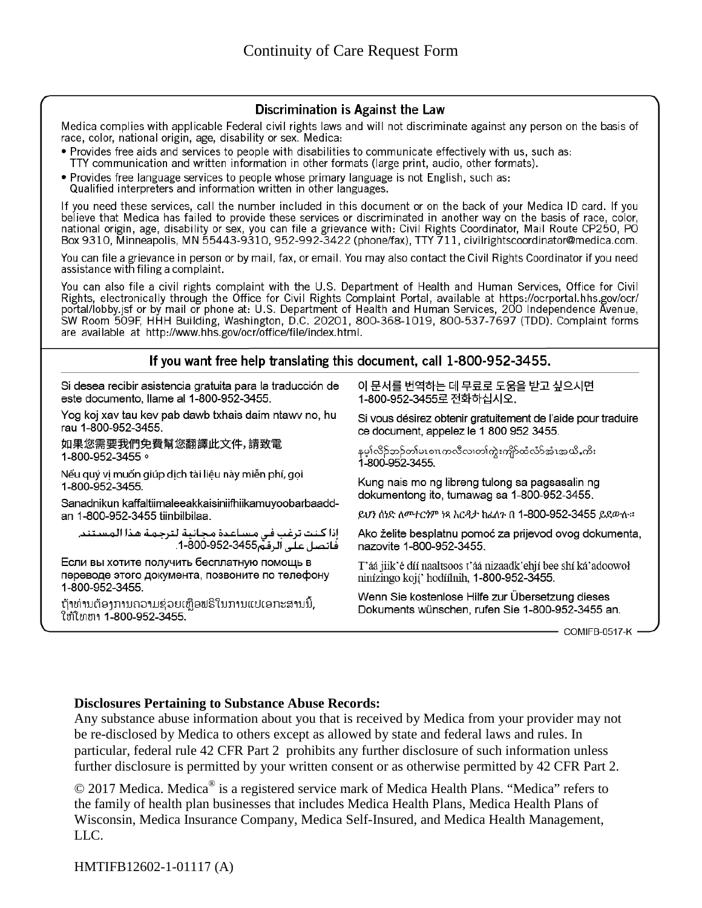Continuity of Care Request Form

## Discrimination is Against the Law

Medica complies with applicable Federal civil rights laws and will not discriminate against any person on the basis of race, color, national origin, age, disability or sex. Medica:

- Provides free aids and services to people with disabilities to communicate effectively with us, such as: TTY communication and written information in other formats (large print, audio, other formats).
- Provides free language services to people whose primary language is not English, such as: Qualified interpreters and information written in other languages.

If you need these services, call the number included in this document or on the back of your Medica ID card. If you believe that Medica has failed to provide these services or discriminated in another way on the basis of race, color, national origin, age, disability or sex, you can file a grievance with: Civil Rights Coordinator, Mail Route CP250, PO Box 9310, Minneapolis, MN 55443-9310, 952-992-3422 (phone/fax), TTY 711, civilrightscoordinator@medica.com.

You can file a grievance in person or by mail, fax, or email. You may also contact the Civil Rights Coordinator if you need assistance with filing a complaint.

You can also file a civil rights complaint with the U.S. Department of Health and Human Services, Office for Civil Rights, electronically through the Office for Civil Rights Complaint Portal, available at https://ocrportal.hhs.gov/ocr/portal/lobby.jsf or by mail or phone at: U.S. Department of Health and Human Services, 200 Independence Avenue, SW Room 509F, HHH Building, Washington, D.C. 20201, 800-368-1019, 800-537-7697 (TDD). Complaint forms are available at http://www.hhs.gov/ocr/office/file/index.html.

## If you want free help translating this document, call 1-800-952-3455.

Si desea recibir asistencia gratuita para la traducción de este documento, llame al 1-800-952-3455.

Yog koj xav tau kev pab dawb txhais daim ntawv no, hu rau 1-800-952-3455.

如果您需要我們免費幫您翻譯此文件，請致電 1-800-952-3455。

Nếu quý vị muốn giúp dịch tài liệu này miễn phí, gọi 1-800-952-3455.

Sanadnikun kaffaltiimaleeakkaisiniifhiikamuyoobarbaadd-an 1-800-952-3455 tiinbilbilaa.

إذا كنت ترغب في مساعدة مجانية لترجمة هذا المستند، فاتصل على الرقم 1-800-952-3455.

Если вы хотите получить бесплатную помощь в переводе этого документа, позвоните по телефону 1-800-952-3455.

ຖ້າທ່ານຕ້ອງການຄວາມຊ່ວຍເຫຼືອຟຣີໃນການແປເອກະສານນີ້, ໃຫ້ໂທຫາ 1-800-952-3455.

이 문서를 번역하는 데 무료로 도움을 받고 싶으시면 1-800-952-3455로 전화하십시오.

Si vous désirez obtenir gratuitement de l'aide pour traduire ce document, appelez le 1 800 952 3455.

နမ့္လိဥ်ဘဥ်တၢ်မၤစၢၤကလီလၢတၢ်ကွဲးကိုဉ်ထံလံာ်အံၤအဃိ,ကိး 1-800-952-3455.

Kung nais mo ng libreng tulong sa pagsasalin ng dokumentong ito, tumawag sa 1-800-952-3455.

ይህን ሰነድ ለመተርጎም ነጻ እርዳታ ከፈለጉ በ 1-800-952-3455 ይደውሉ።

Ako želite besplatnu pomoć za prijevod ovog dokumenta, nazovite 1-800-952-3455.

T'áá jiik'é díí naaltsoos t'áá nizaadk'ehjí bee shí ká'adoowoł nínízingo kojį' hodíílnih, 1-800-952-3455.

Wenn Sie kostenlose Hilfe zur Übersetzung dieses Dokuments wünschen, rufen Sie 1-800-952-3455 an.

COMIFB-0517-K

**Disclosures Pertaining to Substance Abuse Records:**
Any substance abuse information about you that is received by Medica from your provider may not be re-disclosed by Medica to others except as allowed by state and federal laws and rules. In particular, federal rule 42 CFR Part 2 prohibits any further disclosure of such information unless further disclosure is permitted by your written consent or as otherwise permitted by 42 CFR Part 2.

© 2017 Medica. Medica® is a registered service mark of Medica Health Plans. "Medica" refers to the family of health plan businesses that includes Medica Health Plans, Medica Health Plans of Wisconsin, Medica Insurance Company, Medica Self-Insured, and Medica Health Management, LLC.

HMTIFB12602-1-01117 (A)